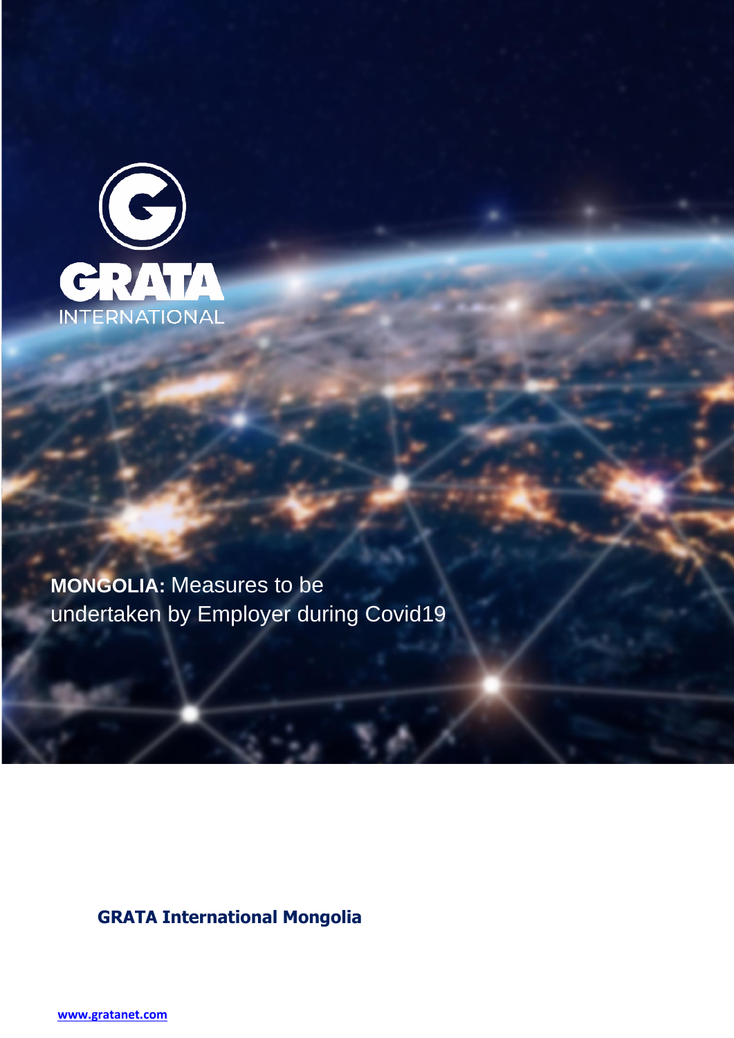GRATA INTERNATIONAL

# **MONGOLIA:** Measures to be undertaken by Employer during Covid19

**GRATA International Mongolia**

www.gratanet.com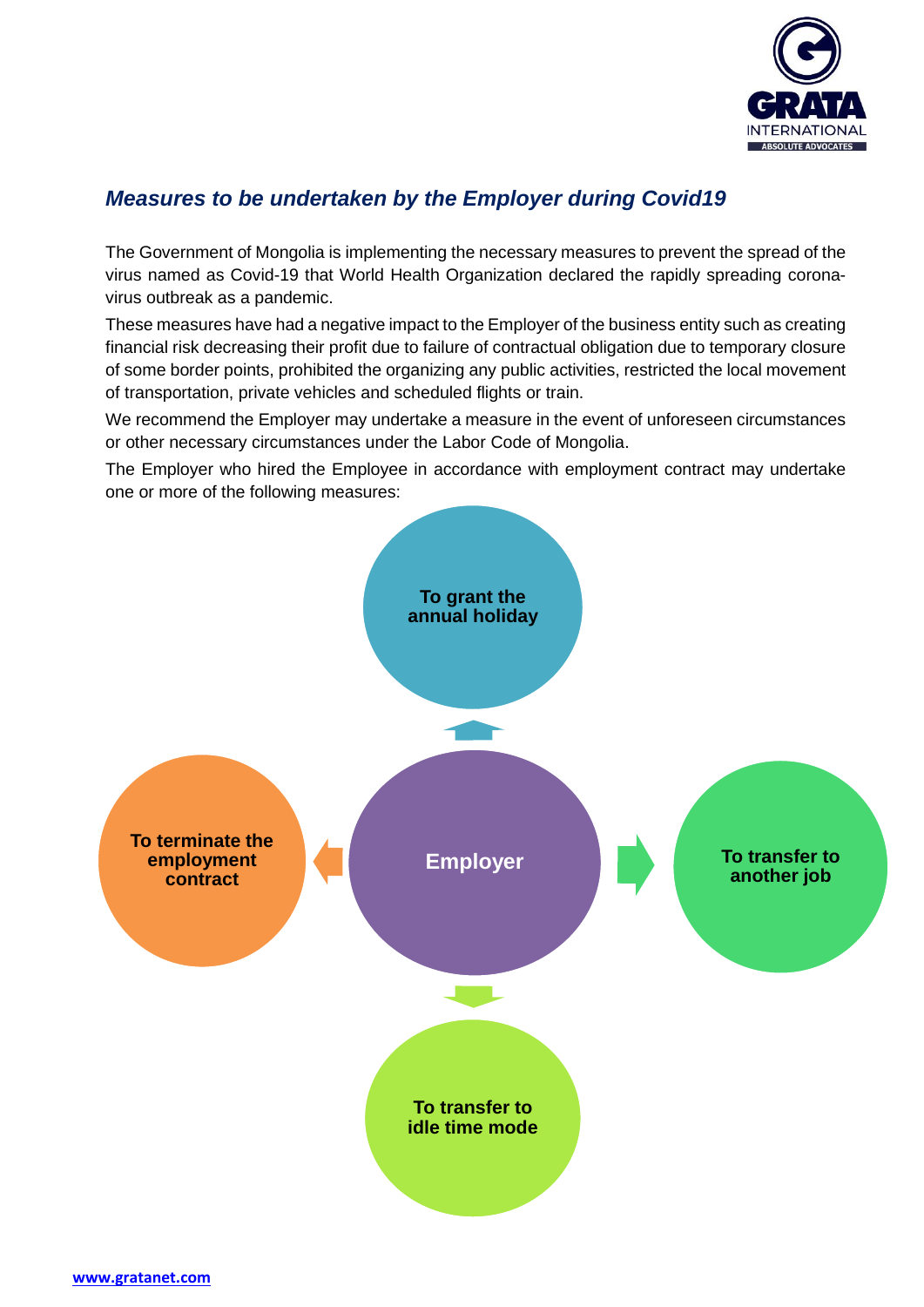## *Measures to be undertaken by the Employer during Covid19*

The Government of Mongolia is implementing the necessary measures to prevent the spread of the virus named as Covid-19 that World Health Organization declared the rapidly spreading corona-virus outbreak as a pandemic.

These measures have had a negative impact to the Employer of the business entity such as creating financial risk decreasing their profit due to failure of contractual obligation due to temporary closure of some border points, prohibited the organizing any public activities, restricted the local movement of transportation, private vehicles and scheduled flights or train.

We recommend the Employer may undertake a measure in the event of unforeseen circumstances or other necessary circumstances under the Labor Code of Mongolia.

The Employer who hired the Employee in accordance with employment contract may undertake one or more of the following measures:

**Employer**

- **To grant the annual holiday**
- **To transfer to another job**
- **To transfer to idle time mode**
- **To terminate the employment contract**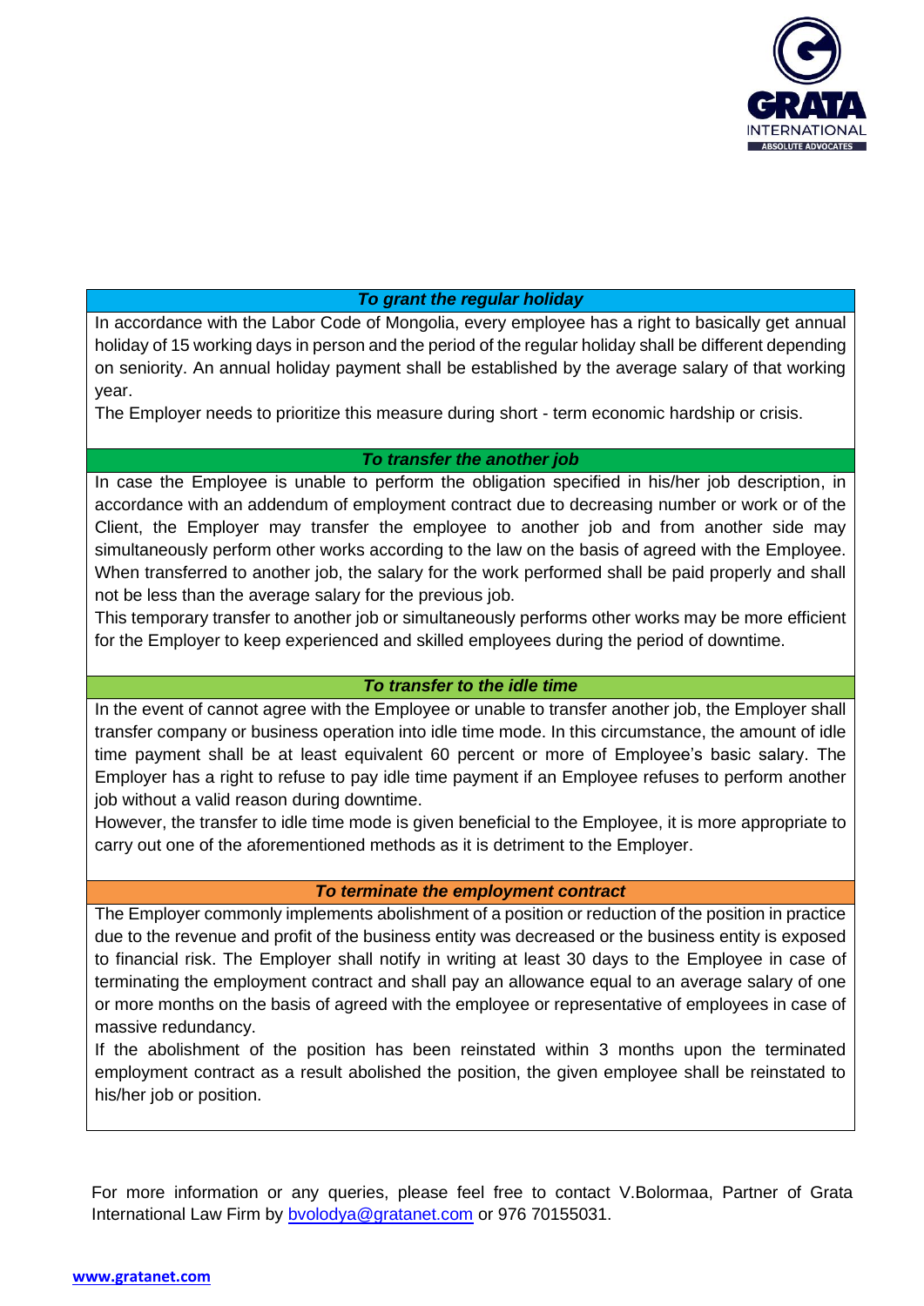### *To grant the regular holiday*

In accordance with the Labor Code of Mongolia, every employee has a right to basically get annual holiday of 15 working days in person and the period of the regular holiday shall be different depending on seniority. An annual holiday payment shall be established by the average salary of that working year.

The Employer needs to prioritize this measure during short - term economic hardship or crisis.

### *To transfer the another job*

In case the Employee is unable to perform the obligation specified in his/her job description, in accordance with an addendum of employment contract due to decreasing number or work or of the Client, the Employer may transfer the employee to another job and from another side may simultaneously perform other works according to the law on the basis of agreed with the Employee. When transferred to another job, the salary for the work performed shall be paid properly and shall not be less than the average salary for the previous job.

This temporary transfer to another job or simultaneously performs other works may be more efficient for the Employer to keep experienced and skilled employees during the period of downtime.

### *To transfer to the idle time*

In the event of cannot agree with the Employee or unable to transfer another job, the Employer shall transfer company or business operation into idle time mode. In this circumstance, the amount of idle time payment shall be at least equivalent 60 percent or more of Employee's basic salary. The Employer has a right to refuse to pay idle time payment if an Employee refuses to perform another job without a valid reason during downtime.

However, the transfer to idle time mode is given beneficial to the Employee, it is more appropriate to carry out one of the aforementioned methods as it is detriment to the Employer.

### *To terminate the employment contract*

The Employer commonly implements abolishment of a position or reduction of the position in practice due to the revenue and profit of the business entity was decreased or the business entity is exposed to financial risk. The Employer shall notify in writing at least 30 days to the Employee in case of terminating the employment contract and shall pay an allowance equal to an average salary of one or more months on the basis of agreed with the employee or representative of employees in case of massive redundancy.

If the abolishment of the position has been reinstated within 3 months upon the terminated employment contract as a result abolished the position, the given employee shall be reinstated to his/her job or position.

For more information or any queries, please feel free to contact V.Bolormaa, Partner of Grata International Law Firm by bvolodya@gratanet.com or 976 70155031.